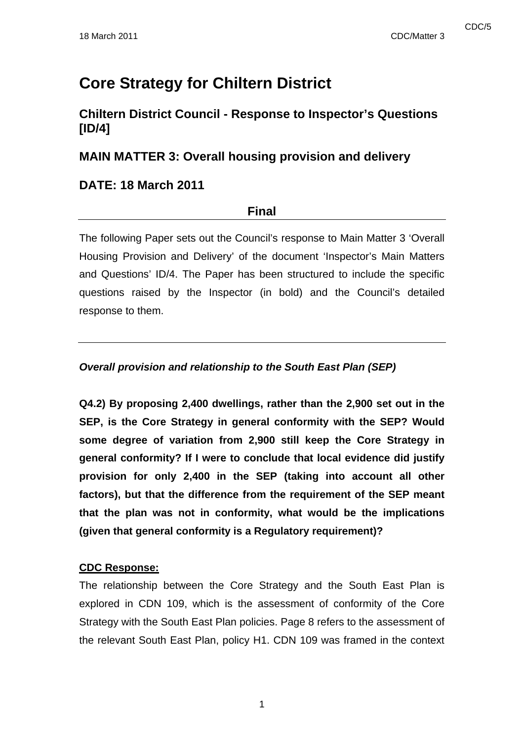# Core Strategy for Chiltern District

## Chiltern District Council - Response to Inspector's Questions [ID/4]

## MAIN MATTER 3: Overall housing provision and delivery

## DATE: 18 March 2011

**Final**

---

The following Paper sets out the Council's response to Main Matter 3 'Overall Housing Provision and Delivery' of the document 'Inspector's Main Matters and Questions' ID/4. The Paper has been structured to include the specific questions raised by the Inspector (in bold) and the Council's detailed response to them.

---

***Overall provision and relationship to the South East Plan (SEP)***

**Q4.2) By proposing 2,400 dwellings, rather than the 2,900 set out in the SEP, is the Core Strategy in general conformity with the SEP? Would some degree of variation from 2,900 still keep the Core Strategy in general conformity? If I were to conclude that local evidence did justify provision for only 2,400 in the SEP (taking into account all other factors), but that the difference from the requirement of the SEP meant that the plan was not in conformity, what would be the implications (given that general conformity is a Regulatory requirement)?**

**CDC Response:**

The relationship between the Core Strategy and the South East Plan is explored in CDN 109, which is the assessment of conformity of the Core Strategy with the South East Plan policies. Page 8 refers to the assessment of the relevant South East Plan, policy H1. CDN 109 was framed in the context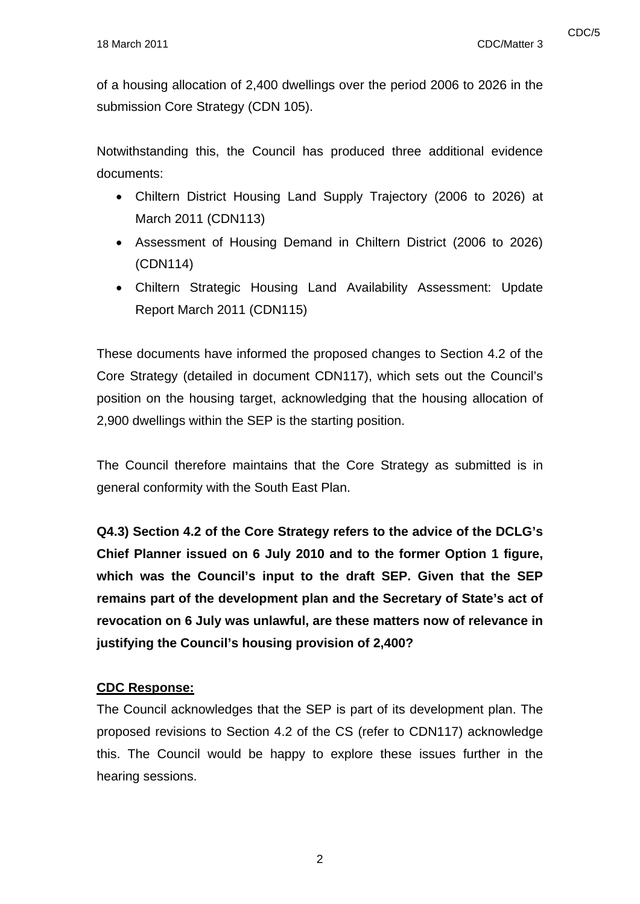of a housing allocation of 2,400 dwellings over the period 2006 to 2026 in the submission Core Strategy (CDN 105).

Notwithstanding this, the Council has produced three additional evidence documents:

- Chiltern District Housing Land Supply Trajectory (2006 to 2026) at March 2011 (CDN113)
- Assessment of Housing Demand in Chiltern District (2006 to 2026) (CDN114)
- Chiltern Strategic Housing Land Availability Assessment: Update Report March 2011 (CDN115)

These documents have informed the proposed changes to Section 4.2 of the Core Strategy (detailed in document CDN117), which sets out the Council's position on the housing target, acknowledging that the housing allocation of 2,900 dwellings within the SEP is the starting position.

The Council therefore maintains that the Core Strategy as submitted is in general conformity with the South East Plan.

**Q4.3) Section 4.2 of the Core Strategy refers to the advice of the DCLG's Chief Planner issued on 6 July 2010 and to the former Option 1 figure, which was the Council's input to the draft SEP. Given that the SEP remains part of the development plan and the Secretary of State's act of revocation on 6 July was unlawful, are these matters now of relevance in justifying the Council's housing provision of 2,400?**

**CDC Response:**

The Council acknowledges that the SEP is part of its development plan. The proposed revisions to Section 4.2 of the CS (refer to CDN117) acknowledge this. The Council would be happy to explore these issues further in the hearing sessions.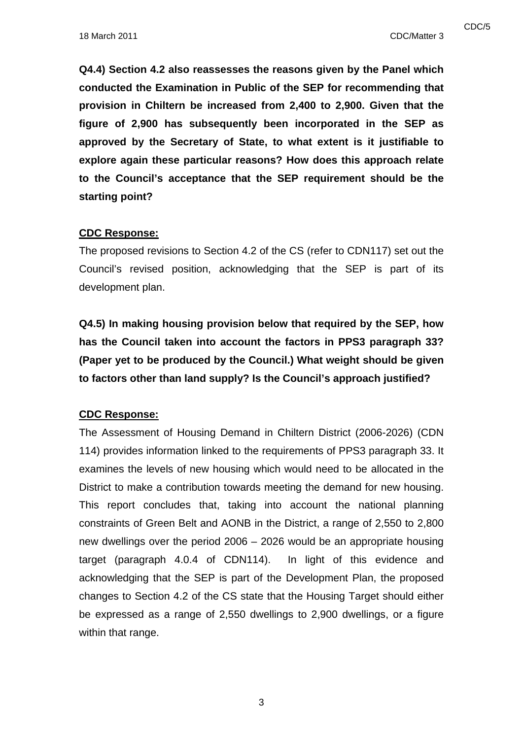**Q4.4) Section 4.2 also reassesses the reasons given by the Panel which conducted the Examination in Public of the SEP for recommending that provision in Chiltern be increased from 2,400 to 2,900. Given that the figure of 2,900 has subsequently been incorporated in the SEP as approved by the Secretary of State, to what extent is it justifiable to explore again these particular reasons? How does this approach relate to the Council's acceptance that the SEP requirement should be the starting point?**

**CDC Response:**

The proposed revisions to Section 4.2 of the CS (refer to CDN117) set out the Council's revised position, acknowledging that the SEP is part of its development plan.

**Q4.5) In making housing provision below that required by the SEP, how has the Council taken into account the factors in PPS3 paragraph 33? (Paper yet to be produced by the Council.) What weight should be given to factors other than land supply? Is the Council's approach justified?**

**CDC Response:**

The Assessment of Housing Demand in Chiltern District (2006-2026) (CDN 114) provides information linked to the requirements of PPS3 paragraph 33. It examines the levels of new housing which would need to be allocated in the District to make a contribution towards meeting the demand for new housing. This report concludes that, taking into account the national planning constraints of Green Belt and AONB in the District, a range of 2,550 to 2,800 new dwellings over the period 2006 – 2026 would be an appropriate housing target (paragraph 4.0.4 of CDN114). In light of this evidence and acknowledging that the SEP is part of the Development Plan, the proposed changes to Section 4.2 of the CS state that the Housing Target should either be expressed as a range of 2,550 dwellings to 2,900 dwellings, or a figure within that range.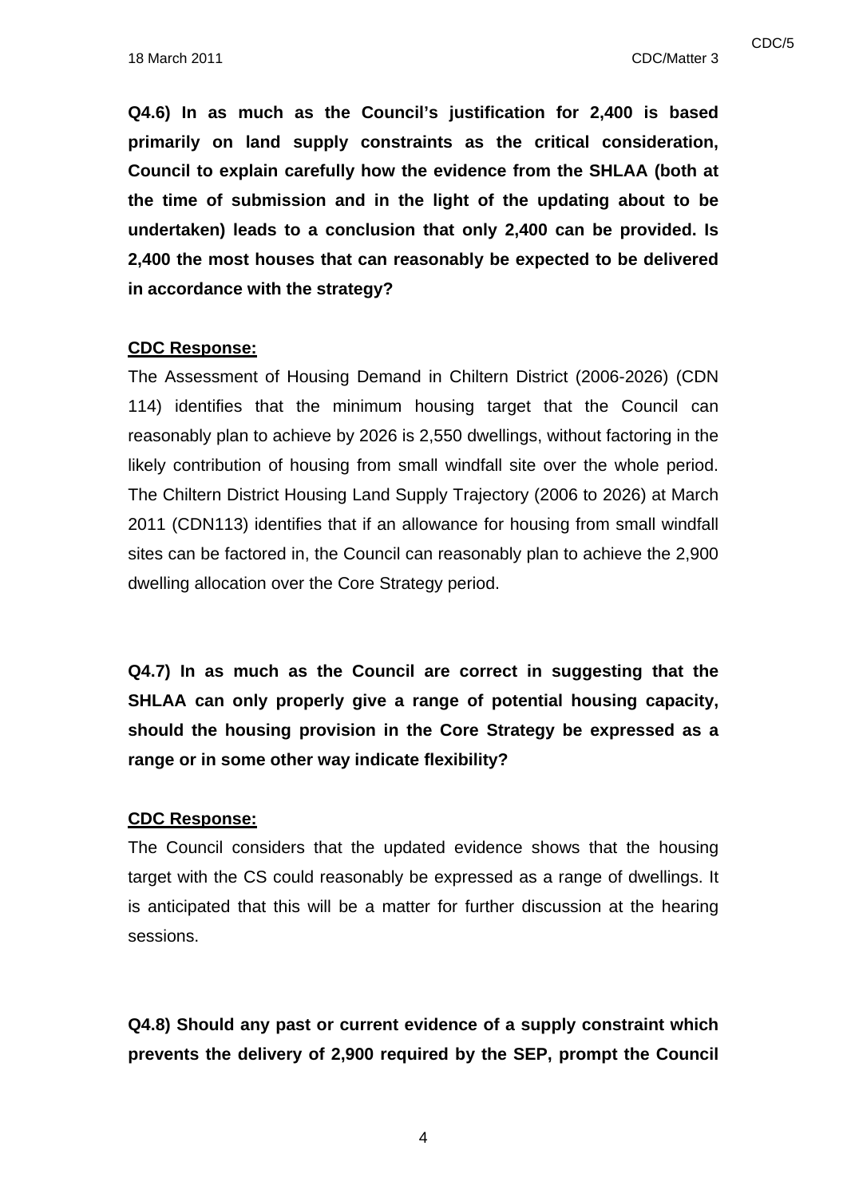**Q4.6) In as much as the Council's justification for 2,400 is based primarily on land supply constraints as the critical consideration, Council to explain carefully how the evidence from the SHLAA (both at the time of submission and in the light of the updating about to be undertaken) leads to a conclusion that only 2,400 can be provided. Is 2,400 the most houses that can reasonably be expected to be delivered in accordance with the strategy?**

**CDC Response:**

The Assessment of Housing Demand in Chiltern District (2006-2026) (CDN 114) identifies that the minimum housing target that the Council can reasonably plan to achieve by 2026 is 2,550 dwellings, without factoring in the likely contribution of housing from small windfall site over the whole period. The Chiltern District Housing Land Supply Trajectory (2006 to 2026) at March 2011 (CDN113) identifies that if an allowance for housing from small windfall sites can be factored in, the Council can reasonably plan to achieve the 2,900 dwelling allocation over the Core Strategy period.

**Q4.7) In as much as the Council are correct in suggesting that the SHLAA can only properly give a range of potential housing capacity, should the housing provision in the Core Strategy be expressed as a range or in some other way indicate flexibility?**

**CDC Response:**

The Council considers that the updated evidence shows that the housing target with the CS could reasonably be expressed as a range of dwellings. It is anticipated that this will be a matter for further discussion at the hearing sessions.

**Q4.8) Should any past or current evidence of a supply constraint which prevents the delivery of 2,900 required by the SEP, prompt the Council**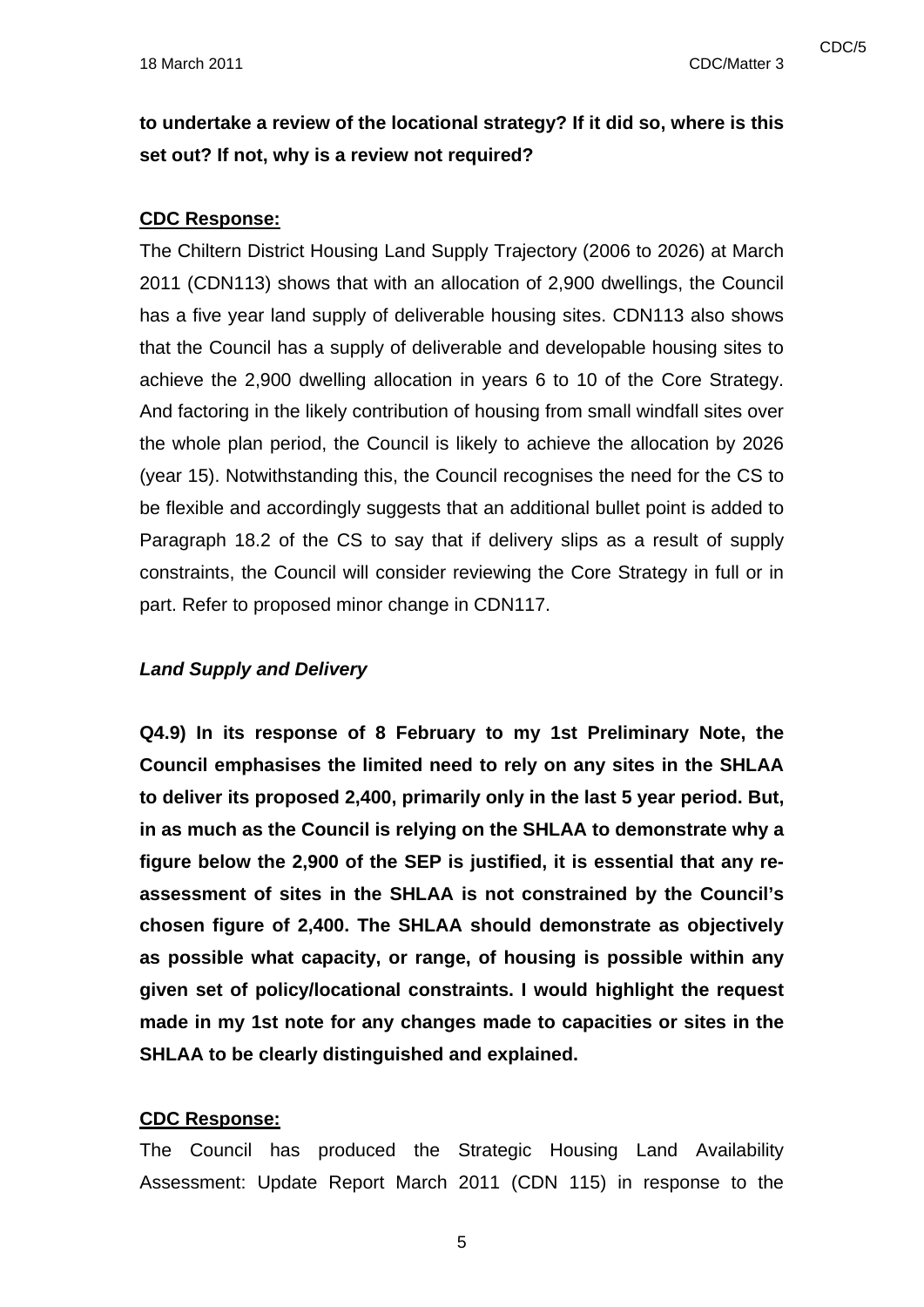**to undertake a review of the locational strategy? If it did so, where is this set out? If not, why is a review not required?**

**CDC Response:**

The Chiltern District Housing Land Supply Trajectory (2006 to 2026) at March 2011 (CDN113) shows that with an allocation of 2,900 dwellings, the Council has a five year land supply of deliverable housing sites. CDN113 also shows that the Council has a supply of deliverable and developable housing sites to achieve the 2,900 dwelling allocation in years 6 to 10 of the Core Strategy. And factoring in the likely contribution of housing from small windfall sites over the whole plan period, the Council is likely to achieve the allocation by 2026 (year 15). Notwithstanding this, the Council recognises the need for the CS to be flexible and accordingly suggests that an additional bullet point is added to Paragraph 18.2 of the CS to say that if delivery slips as a result of supply constraints, the Council will consider reviewing the Core Strategy in full or in part. Refer to proposed minor change in CDN117.

***Land Supply and Delivery***

**Q4.9) In its response of 8 February to my 1st Preliminary Note, the Council emphasises the limited need to rely on any sites in the SHLAA to deliver its proposed 2,400, primarily only in the last 5 year period. But, in as much as the Council is relying on the SHLAA to demonstrate why a figure below the 2,900 of the SEP is justified, it is essential that any re-assessment of sites in the SHLAA is not constrained by the Council's chosen figure of 2,400. The SHLAA should demonstrate as objectively as possible what capacity, or range, of housing is possible within any given set of policy/locational constraints. I would highlight the request made in my 1st note for any changes made to capacities or sites in the SHLAA to be clearly distinguished and explained.**

**CDC Response:**

The Council has produced the Strategic Housing Land Availability Assessment: Update Report March 2011 (CDN 115) in response to the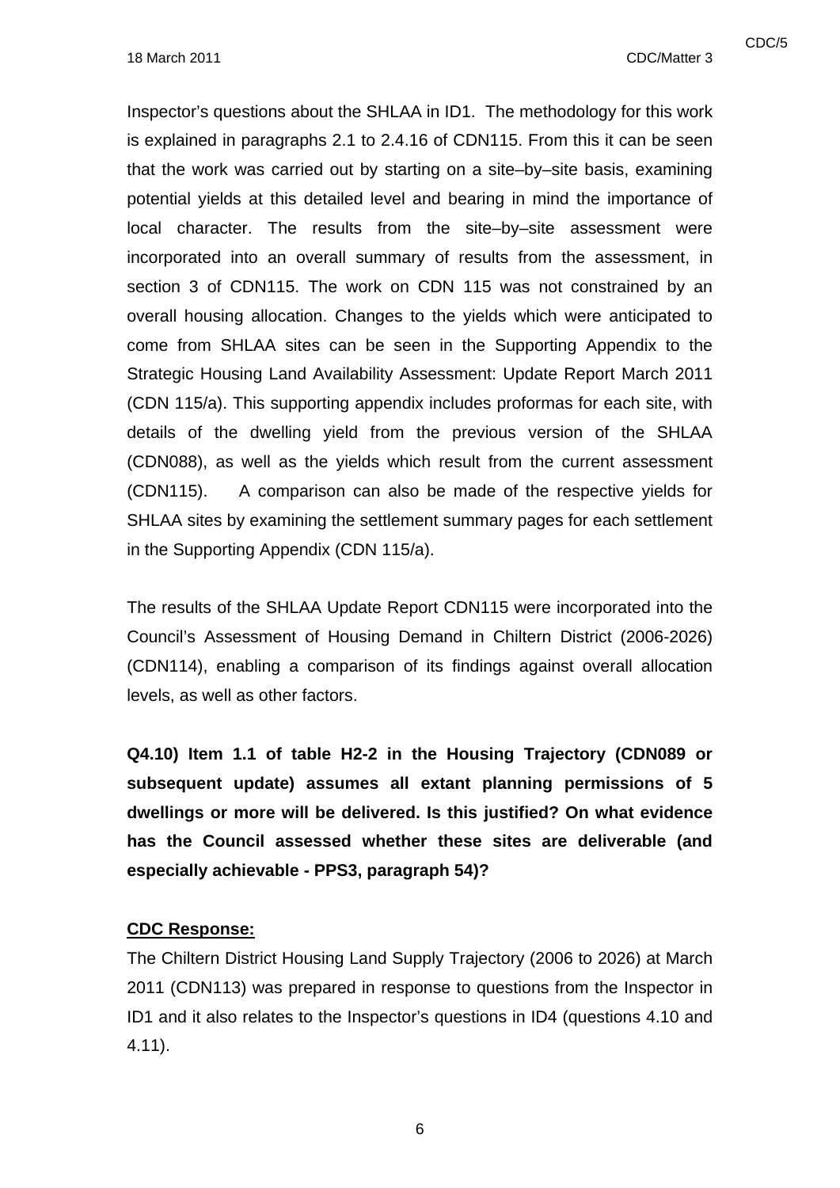Inspector's questions about the SHLAA in ID1. The methodology for this work is explained in paragraphs 2.1 to 2.4.16 of CDN115. From this it can be seen that the work was carried out by starting on a site–by–site basis, examining potential yields at this detailed level and bearing in mind the importance of local character. The results from the site–by–site assessment were incorporated into an overall summary of results from the assessment, in section 3 of CDN115. The work on CDN 115 was not constrained by an overall housing allocation. Changes to the yields which were anticipated to come from SHLAA sites can be seen in the Supporting Appendix to the Strategic Housing Land Availability Assessment: Update Report March 2011 (CDN 115/a). This supporting appendix includes proformas for each site, with details of the dwelling yield from the previous version of the SHLAA (CDN088), as well as the yields which result from the current assessment (CDN115). A comparison can also be made of the respective yields for SHLAA sites by examining the settlement summary pages for each settlement in the Supporting Appendix (CDN 115/a).

The results of the SHLAA Update Report CDN115 were incorporated into the Council's Assessment of Housing Demand in Chiltern District (2006-2026) (CDN114), enabling a comparison of its findings against overall allocation levels, as well as other factors.

**Q4.10) Item 1.1 of table H2-2 in the Housing Trajectory (CDN089 or subsequent update) assumes all extant planning permissions of 5 dwellings or more will be delivered. Is this justified? On what evidence has the Council assessed whether these sites are deliverable (and especially achievable - PPS3, paragraph 54)?**

**CDC Response:**

The Chiltern District Housing Land Supply Trajectory (2006 to 2026) at March 2011 (CDN113) was prepared in response to questions from the Inspector in ID1 and it also relates to the Inspector's questions in ID4 (questions 4.10 and 4.11).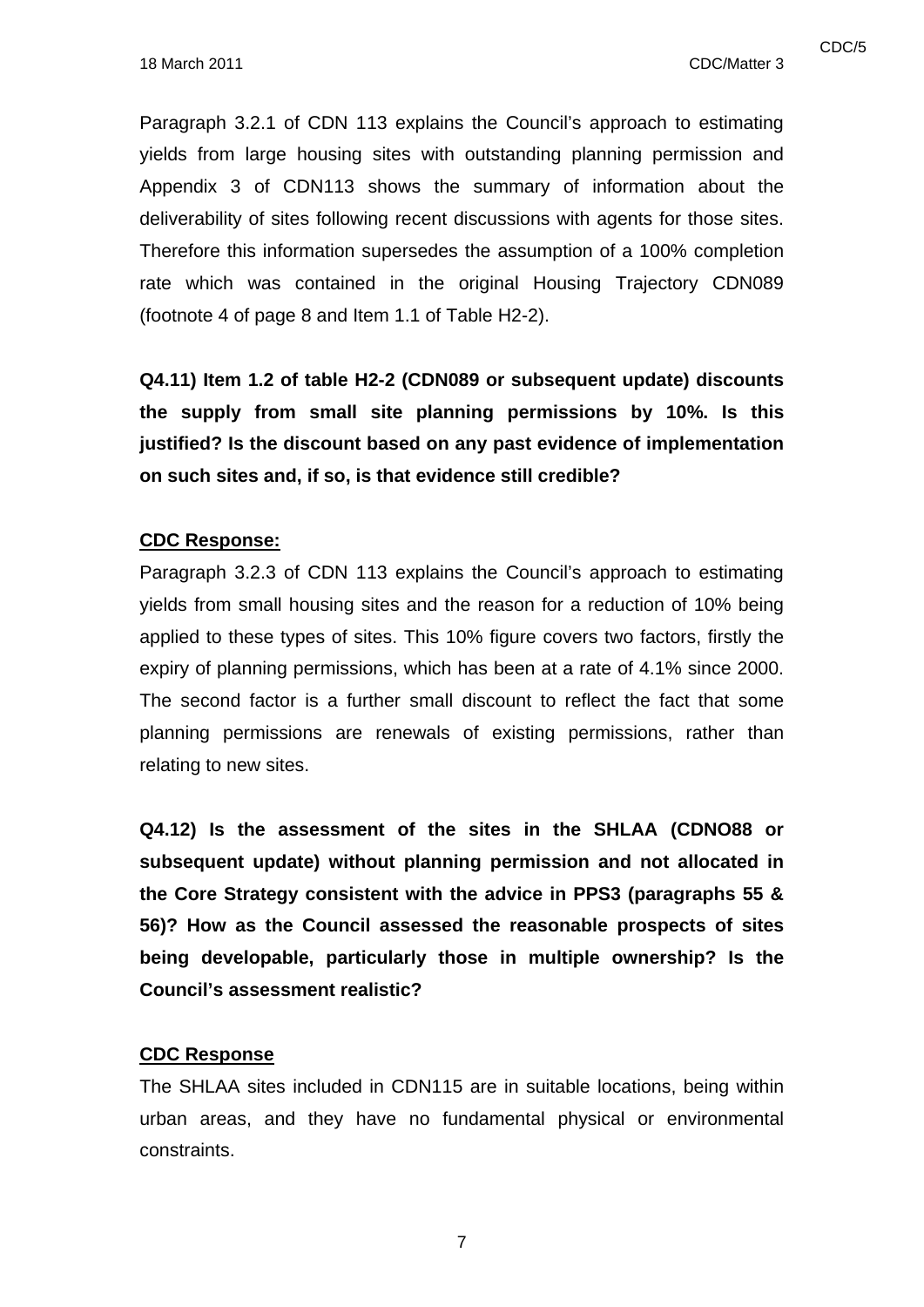Paragraph 3.2.1 of CDN 113 explains the Council's approach to estimating yields from large housing sites with outstanding planning permission and Appendix 3 of CDN113 shows the summary of information about the deliverability of sites following recent discussions with agents for those sites. Therefore this information supersedes the assumption of a 100% completion rate which was contained in the original Housing Trajectory CDN089 (footnote 4 of page 8 and Item 1.1 of Table H2-2).

**Q4.11) Item 1.2 of table H2-2 (CDN089 or subsequent update) discounts the supply from small site planning permissions by 10%. Is this justified? Is the discount based on any past evidence of implementation on such sites and, if so, is that evidence still credible?**

**CDC Response:**

Paragraph 3.2.3 of CDN 113 explains the Council's approach to estimating yields from small housing sites and the reason for a reduction of 10% being applied to these types of sites. This 10% figure covers two factors, firstly the expiry of planning permissions, which has been at a rate of 4.1% since 2000. The second factor is a further small discount to reflect the fact that some planning permissions are renewals of existing permissions, rather than relating to new sites.

**Q4.12) Is the assessment of the sites in the SHLAA (CDNO88 or subsequent update) without planning permission and not allocated in the Core Strategy consistent with the advice in PPS3 (paragraphs 55 & 56)? How as the Council assessed the reasonable prospects of sites being developable, particularly those in multiple ownership? Is the Council's assessment realistic?**

**CDC Response**

The SHLAA sites included in CDN115 are in suitable locations, being within urban areas, and they have no fundamental physical or environmental constraints.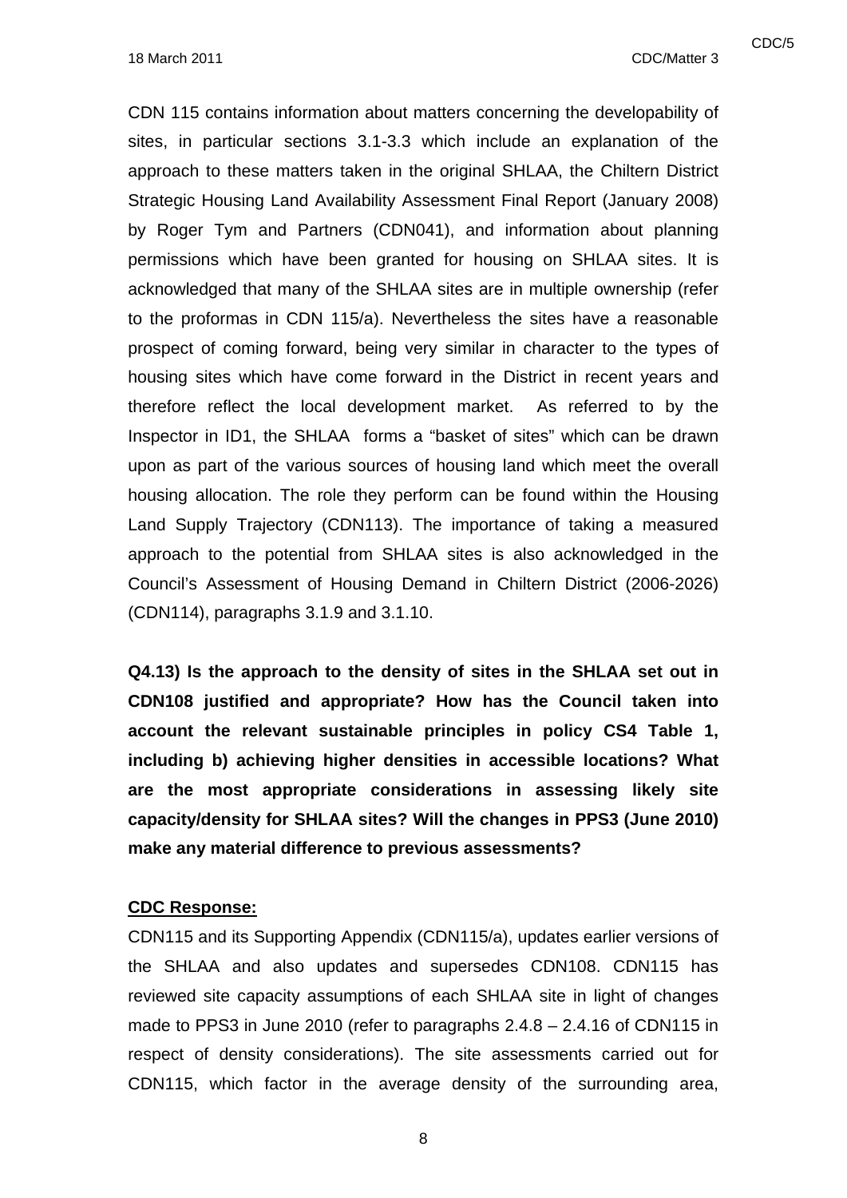CDN 115 contains information about matters concerning the developability of sites, in particular sections 3.1-3.3 which include an explanation of the approach to these matters taken in the original SHLAA, the Chiltern District Strategic Housing Land Availability Assessment Final Report (January 2008) by Roger Tym and Partners (CDN041), and information about planning permissions which have been granted for housing on SHLAA sites. It is acknowledged that many of the SHLAA sites are in multiple ownership (refer to the proformas in CDN 115/a). Nevertheless the sites have a reasonable prospect of coming forward, being very similar in character to the types of housing sites which have come forward in the District in recent years and therefore reflect the local development market. As referred to by the Inspector in ID1, the SHLAA forms a "basket of sites" which can be drawn upon as part of the various sources of housing land which meet the overall housing allocation. The role they perform can be found within the Housing Land Supply Trajectory (CDN113). The importance of taking a measured approach to the potential from SHLAA sites is also acknowledged in the Council's Assessment of Housing Demand in Chiltern District (2006-2026) (CDN114), paragraphs 3.1.9 and 3.1.10.

**Q4.13) Is the approach to the density of sites in the SHLAA set out in CDN108 justified and appropriate? How has the Council taken into account the relevant sustainable principles in policy CS4 Table 1, including b) achieving higher densities in accessible locations? What are the most appropriate considerations in assessing likely site capacity/density for SHLAA sites? Will the changes in PPS3 (June 2010) make any material difference to previous assessments?**

**CDC Response:**

CDN115 and its Supporting Appendix (CDN115/a), updates earlier versions of the SHLAA and also updates and supersedes CDN108. CDN115 has reviewed site capacity assumptions of each SHLAA site in light of changes made to PPS3 in June 2010 (refer to paragraphs 2.4.8 – 2.4.16 of CDN115 in respect of density considerations). The site assessments carried out for CDN115, which factor in the average density of the surrounding area,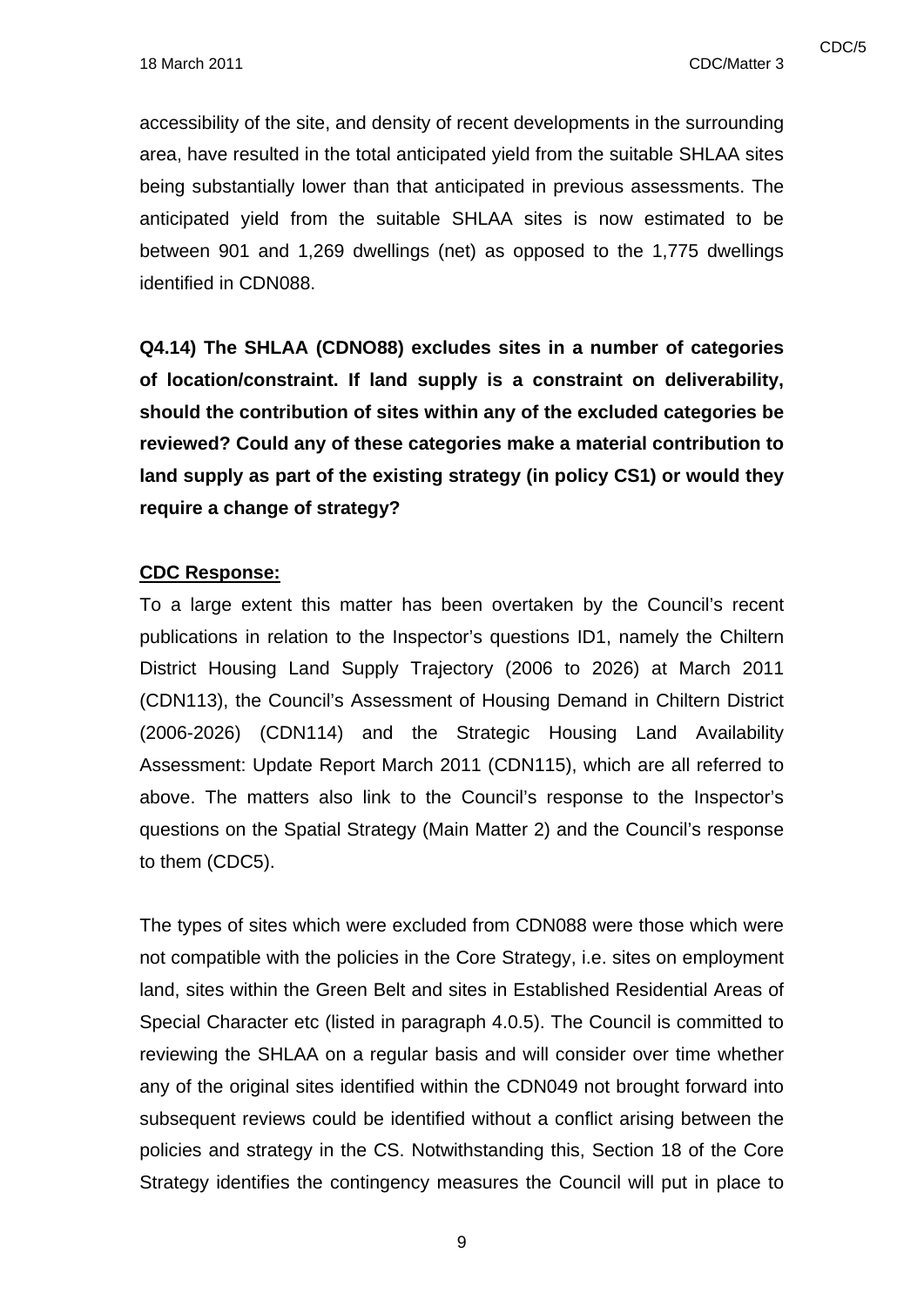accessibility of the site, and density of recent developments in the surrounding area, have resulted in the total anticipated yield from the suitable SHLAA sites being substantially lower than that anticipated in previous assessments. The anticipated yield from the suitable SHLAA sites is now estimated to be between 901 and 1,269 dwellings (net) as opposed to the 1,775 dwellings identified in CDN088.

**Q4.14) The SHLAA (CDNO88) excludes sites in a number of categories of location/constraint. If land supply is a constraint on deliverability, should the contribution of sites within any of the excluded categories be reviewed? Could any of these categories make a material contribution to land supply as part of the existing strategy (in policy CS1) or would they require a change of strategy?**

**CDC Response:**

To a large extent this matter has been overtaken by the Council's recent publications in relation to the Inspector's questions ID1, namely the Chiltern District Housing Land Supply Trajectory (2006 to 2026) at March 2011 (CDN113), the Council's Assessment of Housing Demand in Chiltern District (2006-2026) (CDN114) and the Strategic Housing Land Availability Assessment: Update Report March 2011 (CDN115), which are all referred to above. The matters also link to the Council's response to the Inspector's questions on the Spatial Strategy (Main Matter 2) and the Council's response to them (CDC5).

The types of sites which were excluded from CDN088 were those which were not compatible with the policies in the Core Strategy, i.e. sites on employment land, sites within the Green Belt and sites in Established Residential Areas of Special Character etc (listed in paragraph 4.0.5). The Council is committed to reviewing the SHLAA on a regular basis and will consider over time whether any of the original sites identified within the CDN049 not brought forward into subsequent reviews could be identified without a conflict arising between the policies and strategy in the CS. Notwithstanding this, Section 18 of the Core Strategy identifies the contingency measures the Council will put in place to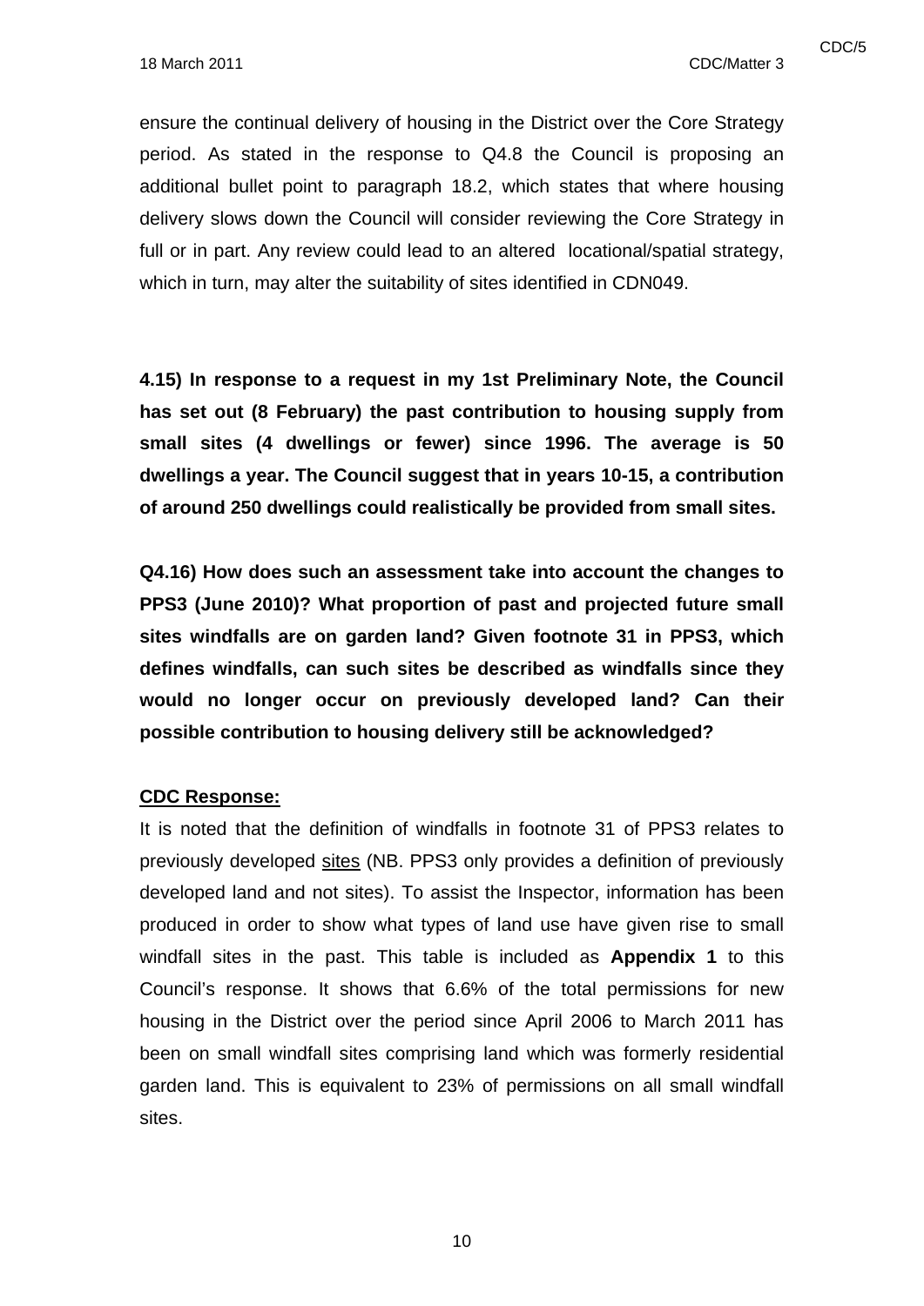ensure the continual delivery of housing in the District over the Core Strategy period. As stated in the response to Q4.8 the Council is proposing an additional bullet point to paragraph 18.2, which states that where housing delivery slows down the Council will consider reviewing the Core Strategy in full or in part. Any review could lead to an altered locational/spatial strategy, which in turn, may alter the suitability of sites identified in CDN049.

**4.15) In response to a request in my 1st Preliminary Note, the Council has set out (8 February) the past contribution to housing supply from small sites (4 dwellings or fewer) since 1996. The average is 50 dwellings a year. The Council suggest that in years 10-15, a contribution of around 250 dwellings could realistically be provided from small sites.**

**Q4.16) How does such an assessment take into account the changes to PPS3 (June 2010)? What proportion of past and projected future small sites windfalls are on garden land? Given footnote 31 in PPS3, which defines windfalls, can such sites be described as windfalls since they would no longer occur on previously developed land? Can their possible contribution to housing delivery still be acknowledged?**

**CDC Response:**

It is noted that the definition of windfalls in footnote 31 of PPS3 relates to previously developed sites (NB. PPS3 only provides a definition of previously developed land and not sites). To assist the Inspector, information has been produced in order to show what types of land use have given rise to small windfall sites in the past. This table is included as **Appendix 1** to this Council's response. It shows that 6.6% of the total permissions for new housing in the District over the period since April 2006 to March 2011 has been on small windfall sites comprising land which was formerly residential garden land. This is equivalent to 23% of permissions on all small windfall sites.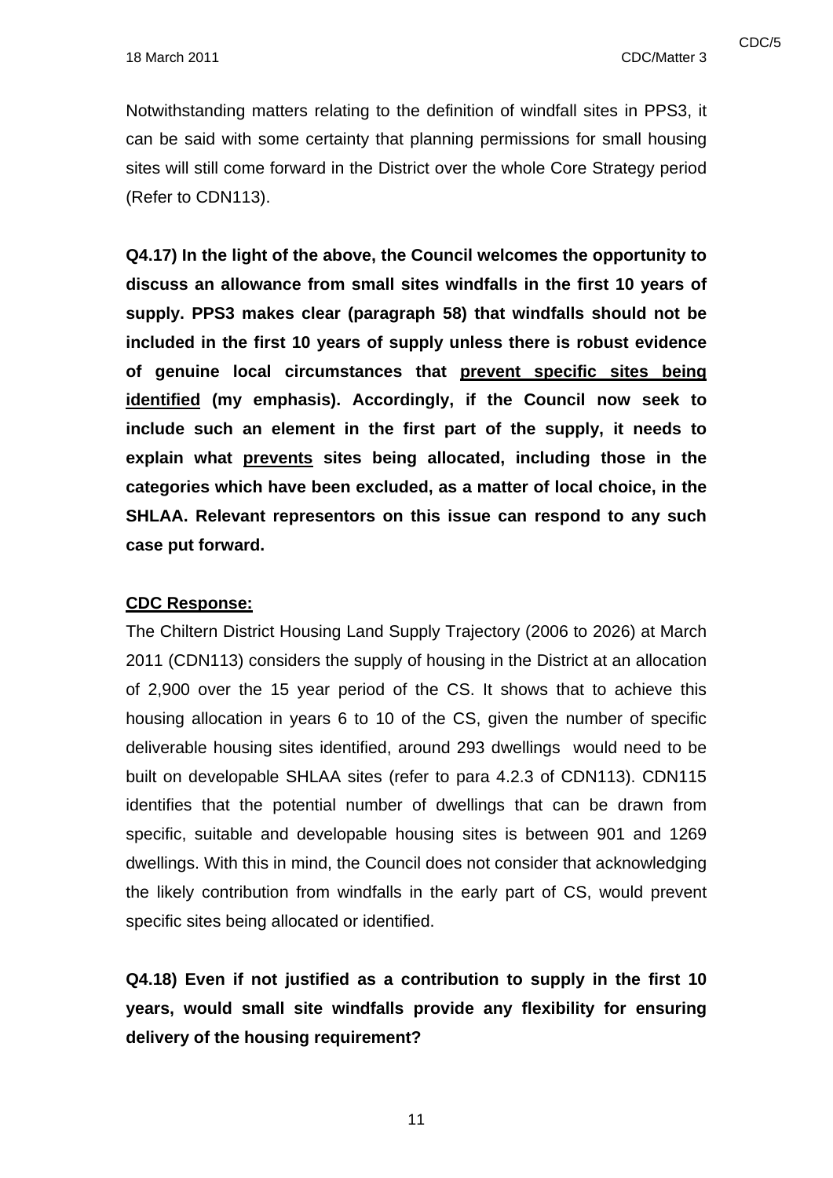Notwithstanding matters relating to the definition of windfall sites in PPS3, it can be said with some certainty that planning permissions for small housing sites will still come forward in the District over the whole Core Strategy period (Refer to CDN113).

**Q4.17) In the light of the above, the Council welcomes the opportunity to discuss an allowance from small sites windfalls in the first 10 years of supply. PPS3 makes clear (paragraph 58) that windfalls should not be included in the first 10 years of supply unless there is robust evidence of genuine local circumstances that <u>prevent specific sites being identified</u> (my emphasis). Accordingly, if the Council now seek to include such an element in the first part of the supply, it needs to explain what <u>prevents</u> sites being allocated, including those in the categories which have been excluded, as a matter of local choice, in the SHLAA. Relevant representors on this issue can respond to any such case put forward.**

**<u>CDC Response:</u>**

The Chiltern District Housing Land Supply Trajectory (2006 to 2026) at March 2011 (CDN113) considers the supply of housing in the District at an allocation of 2,900 over the 15 year period of the CS. It shows that to achieve this housing allocation in years 6 to 10 of the CS, given the number of specific deliverable housing sites identified, around 293 dwellings would need to be built on developable SHLAA sites (refer to para 4.2.3 of CDN113). CDN115 identifies that the potential number of dwellings that can be drawn from specific, suitable and developable housing sites is between 901 and 1269 dwellings. With this in mind, the Council does not consider that acknowledging the likely contribution from windfalls in the early part of CS, would prevent specific sites being allocated or identified.

**Q4.18) Even if not justified as a contribution to supply in the first 10 years, would small site windfalls provide any flexibility for ensuring delivery of the housing requirement?**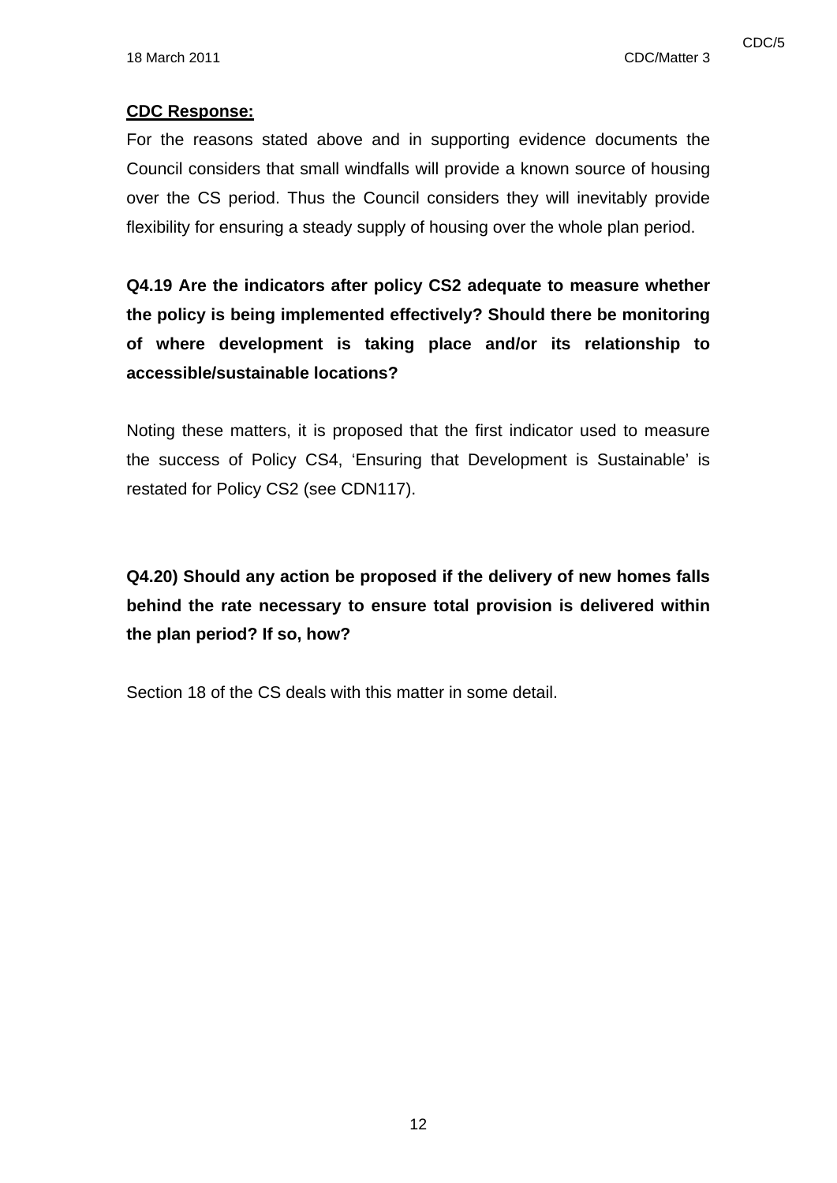**CDC Response:**

For the reasons stated above and in supporting evidence documents the Council considers that small windfalls will provide a known source of housing over the CS period. Thus the Council considers they will inevitably provide flexibility for ensuring a steady supply of housing over the whole plan period.

**Q4.19 Are the indicators after policy CS2 adequate to measure whether the policy is being implemented effectively? Should there be monitoring of where development is taking place and/or its relationship to accessible/sustainable locations?**

Noting these matters, it is proposed that the first indicator used to measure the success of Policy CS4, 'Ensuring that Development is Sustainable' is restated for Policy CS2 (see CDN117).

**Q4.20) Should any action be proposed if the delivery of new homes falls behind the rate necessary to ensure total provision is delivered within the plan period? If so, how?**

Section 18 of the CS deals with this matter in some detail.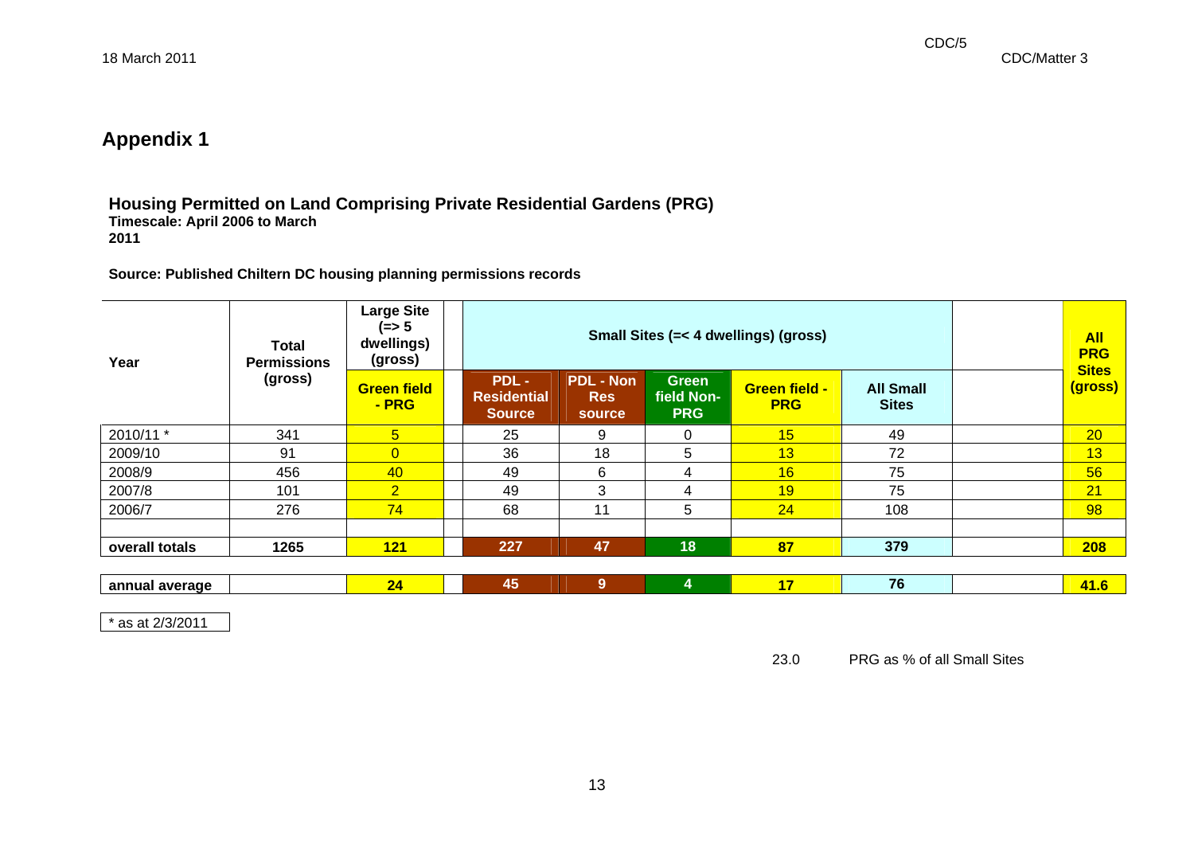18 March 2011

CDC/5
CDC/Matter 3

## Appendix 1

### Housing Permitted on Land Comprising Private Residential Gardens (PRG)

**Timescale: April 2006 to March 2011**

**Source: Published Chiltern DC housing planning permissions records**

| Year | Total Permissions (gross) | Large Site (=> 5 dwellings) (gross) | | Small Sites (=< 4 dwellings) (gross) | | | | | | All PRG Sites (gross) |
|---|---|---|---|---|---|---|---|---|---|---|
| | | Green field - PRG | | PDL - Residential Source | PDL - Non Res source | Green field Non-PRG | Green field - PRG | All Small Sites | | |
| 2010/11 * | 341 | 5 | | 25 | 9 | 0 | 15 | 49 | | 20 |
| 2009/10 | 91 | 0 | | 36 | 18 | 5 | 13 | 72 | | 13 |
| 2008/9 | 456 | 40 | | 49 | 6 | 4 | 16 | 75 | | 56 |
| 2007/8 | 101 | 2 | | 49 | 3 | 4 | 19 | 75 | | 21 |
| 2006/7 | 276 | 74 | | 68 | 11 | 5 | 24 | 108 | | 98 |
| | | | | | | | | | | |
| **overall totals** | **1265** | **121** | | **227** | **47** | **18** | **87** | **379** | | **208** |
| **annual average** | | **24** | | **45** | **9** | **4** | **17** | **76** | | **41.6** |

\* as at 2/3/2011

23.0 PRG as % of all Small Sites